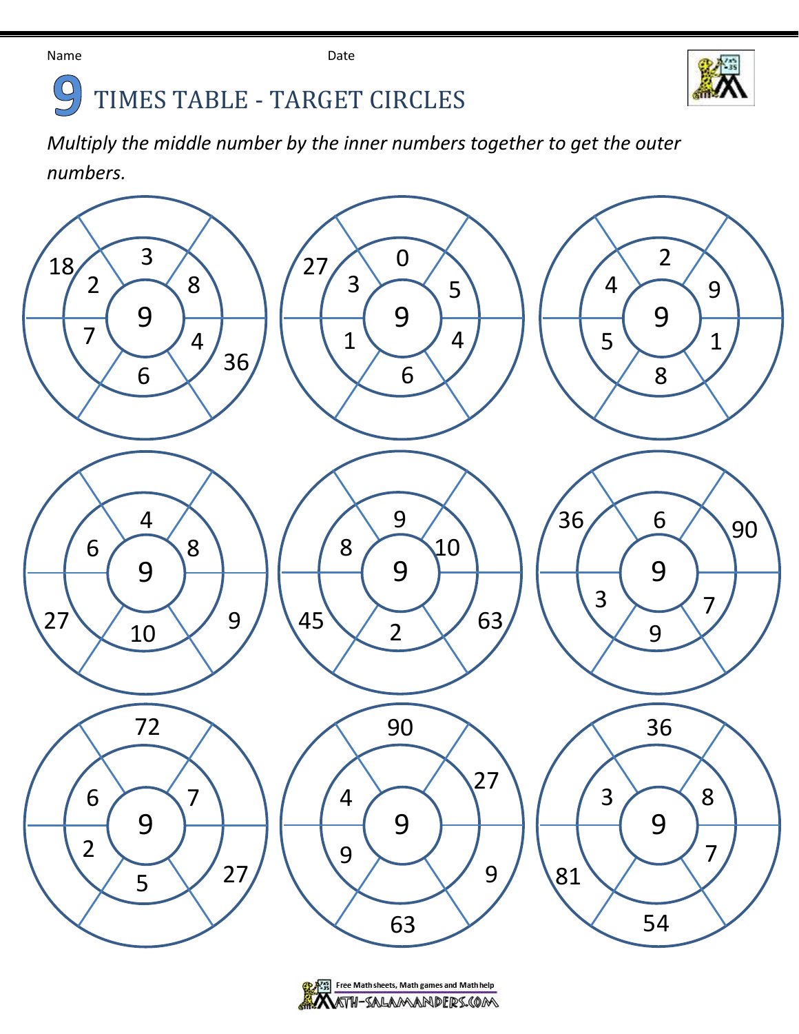Name Date

# 9 TIMES TABLE - TARGET CIRCLES

*Multiply the middle number by the inner numbers together to get the outer numbers.*

| Circle | Middle | Inner numbers | Outer numbers shown |
|---|---|---|---|
| 1 | 9 | 3, 8, 4, 6, 7, 2 | 18, 36 |
| 2 | 9 | 0, 5, 4, 6, 1, 3 | 27 |
| 3 | 9 | 2, 9, 1, 8, 5, 4 | |
| 4 | 9 | 4, 8, 10, 6 | 27, 9 |
| 5 | 9 | 9, 10, 2, 8 | 45, 63 |
| 6 | 9 | 6, 7, 9, 3 | 36, 90 |
| 7 | 9 | 6, 7, 5, 2 | 72, 27 |
| 8 | 9 | 4, 9 | 90, 27, 9, 63 |
| 9 | 9 | 3, 8, 7 | 36, 81, 54 |

Free Math sheets, Math games and Math help
MATH-SALAMANDERS.COM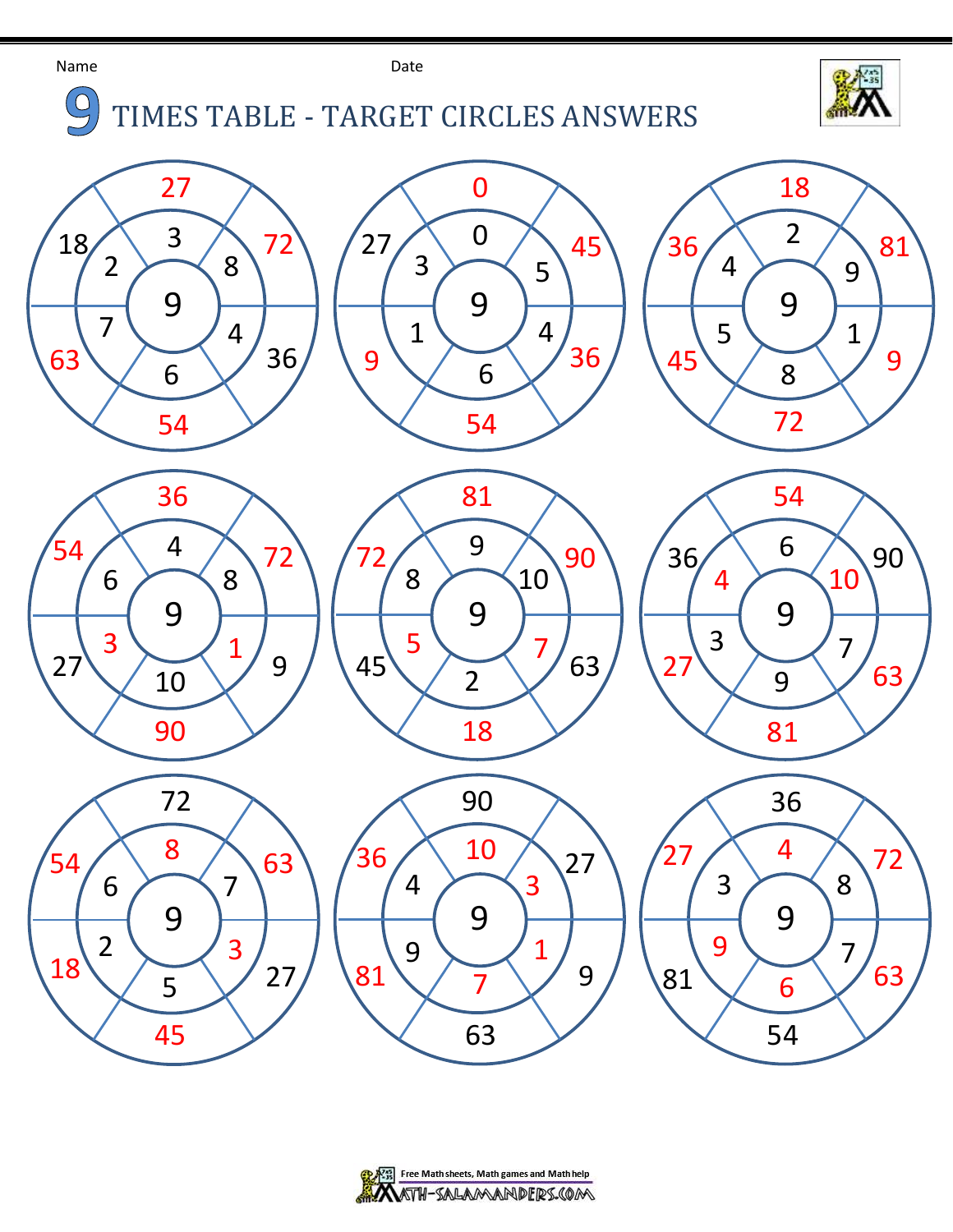Name Date

# 9 TIMES TABLE - TARGET CIRCLES ANSWERS

27
18 3 72
2 8
9
7 4
63 6 36
54

0
27 0 45
3 5
9
1 4
9 6 36
54

18
36 2 81
4 9
9
5 1
45 8 9
72

36
54 4 72
6 8
9
3 1
27 10 9
90

81
72 9 90
8 10
9
5 7
45 2 63
18

54
36 6 90
4 10
9
3 7
27 9 63
81

72
54 8 63
6 7
9
2 3
18 5 27
45

90
36 10 27
4 3
9
9 1
81 7 9
63

36
27 4 72
3 8
9
9 7
81 6 63
54

Free Math sheets, Math games and Math help
MATH-SALAMANDERS.COM